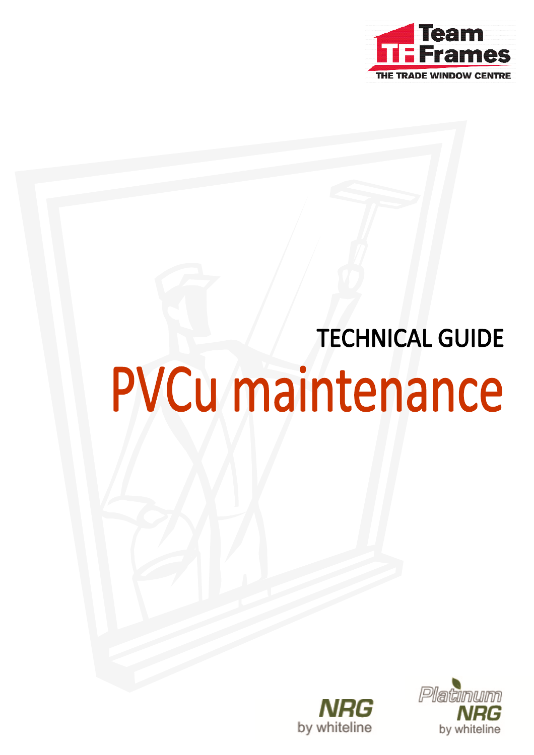Team Frames
THE TRADE WINDOW CENTRE

TECHNICAL GUIDE

# PVCu maintenance

NRG by whiteline

Platinum NRG by whiteline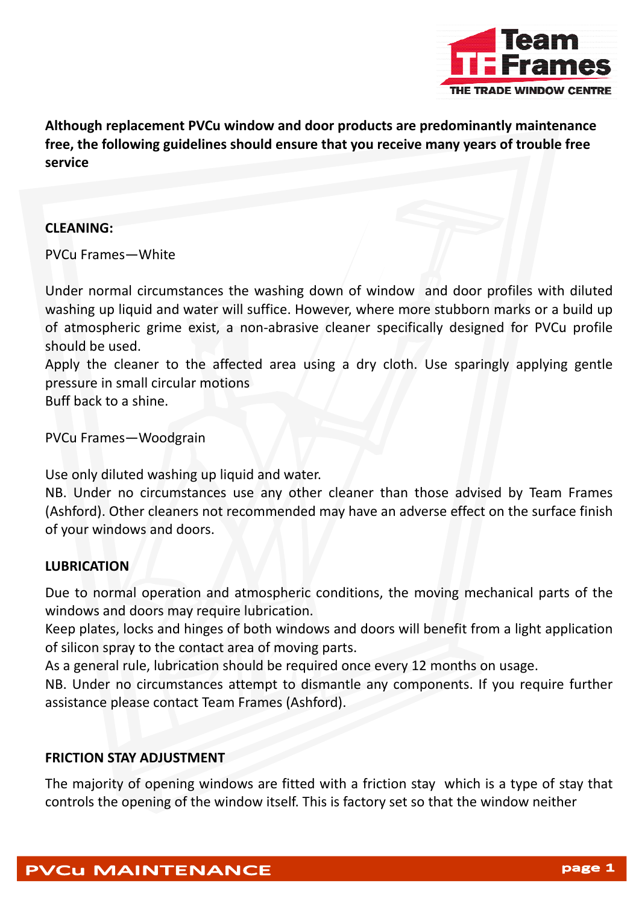**Although replacement PVCu window and door products are predominantly maintenance free, the following guidelines should ensure that you receive many years of trouble free service**

**CLEANING:**

PVCu Frames—White

Under normal circumstances the washing down of window and door profiles with diluted washing up liquid and water will suffice. However, where more stubborn marks or a build up of atmospheric grime exist, a non-abrasive cleaner specifically designed for PVCu profile should be used.
Apply the cleaner to the affected area using a dry cloth. Use sparingly applying gentle pressure in small circular motions
Buff back to a shine.

PVCu Frames—Woodgrain

Use only diluted washing up liquid and water.
NB. Under no circumstances use any other cleaner than those advised by Team Frames (Ashford). Other cleaners not recommended may have an adverse effect on the surface finish of your windows and doors.

**LUBRICATION**

Due to normal operation and atmospheric conditions, the moving mechanical parts of the windows and doors may require lubrication.
Keep plates, locks and hinges of both windows and doors will benefit from a light application of silicon spray to the contact area of moving parts.
As a general rule, lubrication should be required once every 12 months on usage.
NB. Under no circumstances attempt to dismantle any components. If you require further assistance please contact Team Frames (Ashford).

**FRICTION STAY ADJUSTMENT**

The majority of opening windows are fitted with a friction stay which is a type of stay that controls the opening of the window itself. This is factory set so that the window neither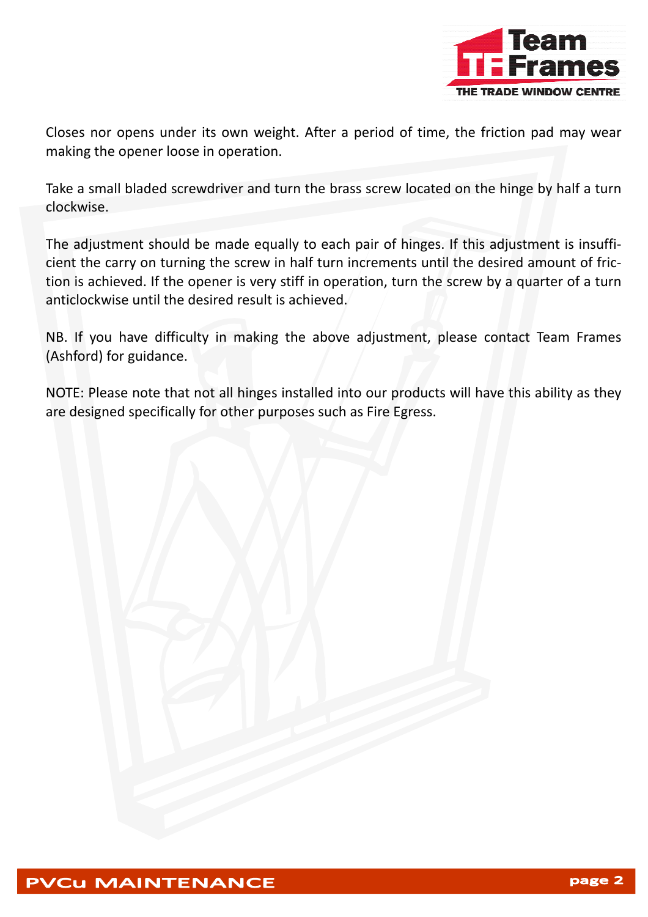Closes nor opens under its own weight. After a period of time, the friction pad may wear making the opener loose in operation.

Take a small bladed screwdriver and turn the brass screw located on the hinge by half a turn clockwise.

The adjustment should be made equally to each pair of hinges. If this adjustment is insufficient the carry on turning the screw in half turn increments until the desired amount of friction is achieved. If the opener is very stiff in operation, turn the screw by a quarter of a turn anticlockwise until the desired result is achieved.

NB. If you have difficulty in making the above adjustment, please contact Team Frames (Ashford) for guidance.

NOTE: Please note that not all hinges installed into our products will have this ability as they are designed specifically for other purposes such as Fire Egress.